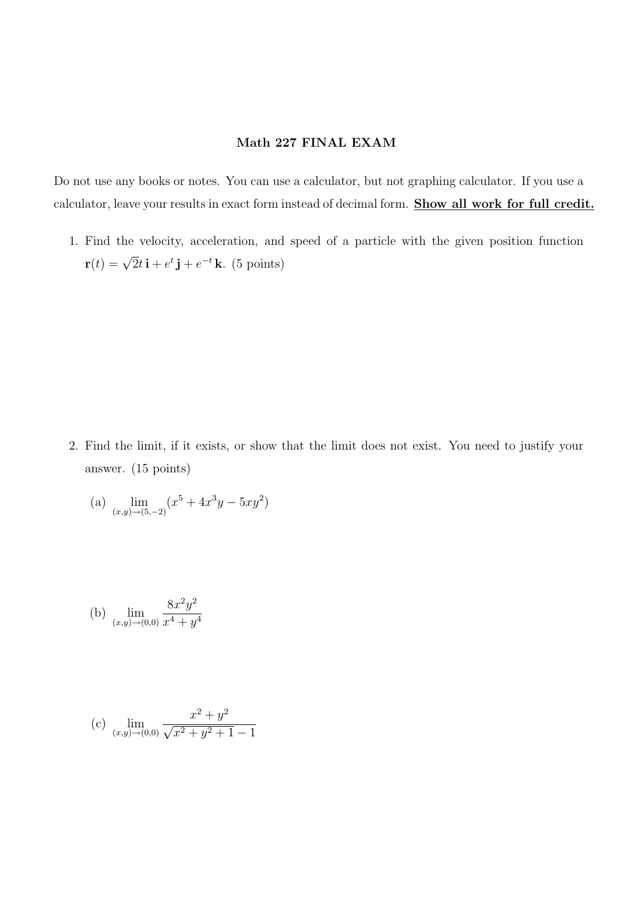# Math 227 FINAL EXAM

Do not use any books or notes. You can use a calculator, but not graphing calculator. If you use a calculator, leave your results in exact form instead of decimal form. **Show all work for full credit.**

1. Find the velocity, acceleration, and speed of a particle with the given position function $\mathbf{r}(t) = \sqrt{2}t\,\mathbf{i} + e^t\,\mathbf{j} + e^{-t}\,\mathbf{k}$. (5 points)

2. Find the limit, if it exists, or show that the limit does not exist. You need to justify your answer. (15 points)

   (a) $\displaystyle \lim_{(x,y)\to(5,-2)} (x^5 + 4x^3y - 5xy^2)$

   (b) $\displaystyle \lim_{(x,y)\to(0,0)} \frac{8x^2y^2}{x^4 + y^4}$

   (c) $\displaystyle \lim_{(x,y)\to(0,0)} \frac{x^2 + y^2}{\sqrt{x^2 + y^2 + 1} - 1}$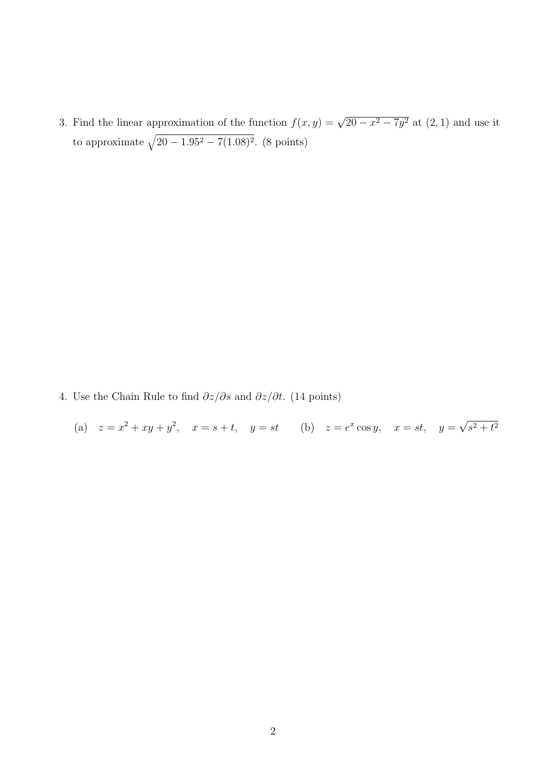3. Find the linear approximation of the function $f(x, y) = \sqrt{20 - x^2 - 7y^2}$ at $(2, 1)$ and use it to approximate $\sqrt{20 - 1.95^2 - 7(1.08)^2}$. (8 points)

4. Use the Chain Rule to find $\partial z/\partial s$ and $\partial z/\partial t$. (14 points)

   (a) $z = x^2 + xy + y^2, \quad x = s + t, \quad y = st$ (b) $z = e^x \cos y, \quad x = st, \quad y = \sqrt{s^2 + t^2}$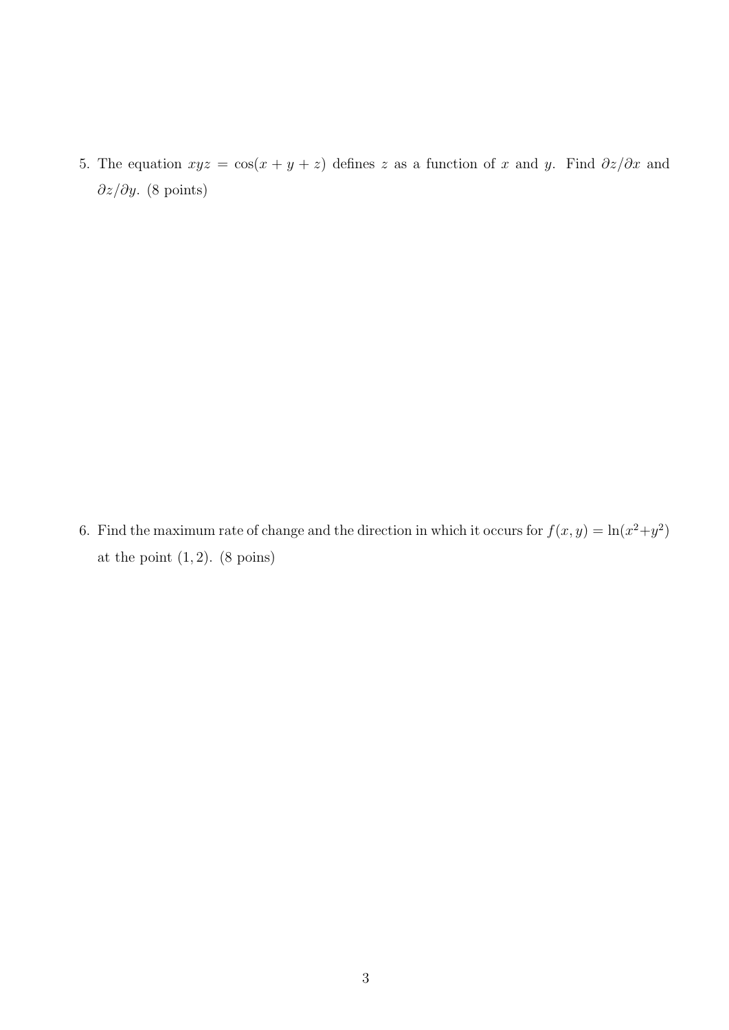5. The equation $xyz = \cos(x + y + z)$ defines $z$ as a function of $x$ and $y$. Find $\partial z/\partial x$ and $\partial z/\partial y$. (8 points)

6. Find the maximum rate of change and the direction in which it occurs for $f(x, y) = \ln(x^2+y^2)$ at the point $(1, 2)$. (8 poins)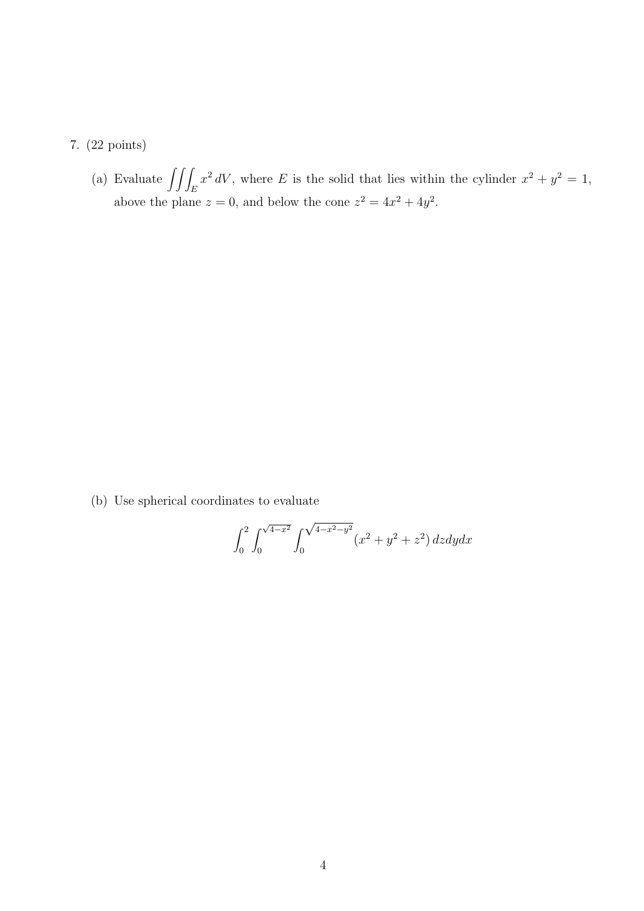7. (22 points)

(a) Evaluate $\iiint_E x^2 \, dV$, where $E$ is the solid that lies within the cylinder $x^2 + y^2 = 1$, above the plane $z = 0$, and below the cone $z^2 = 4x^2 + 4y^2$.

(b) Use spherical coordinates to evaluate

$$\int_0^2 \int_0^{\sqrt{4-x^2}} \int_0^{\sqrt{4-x^2-y^2}} (x^2 + y^2 + z^2) \, dz dy dx$$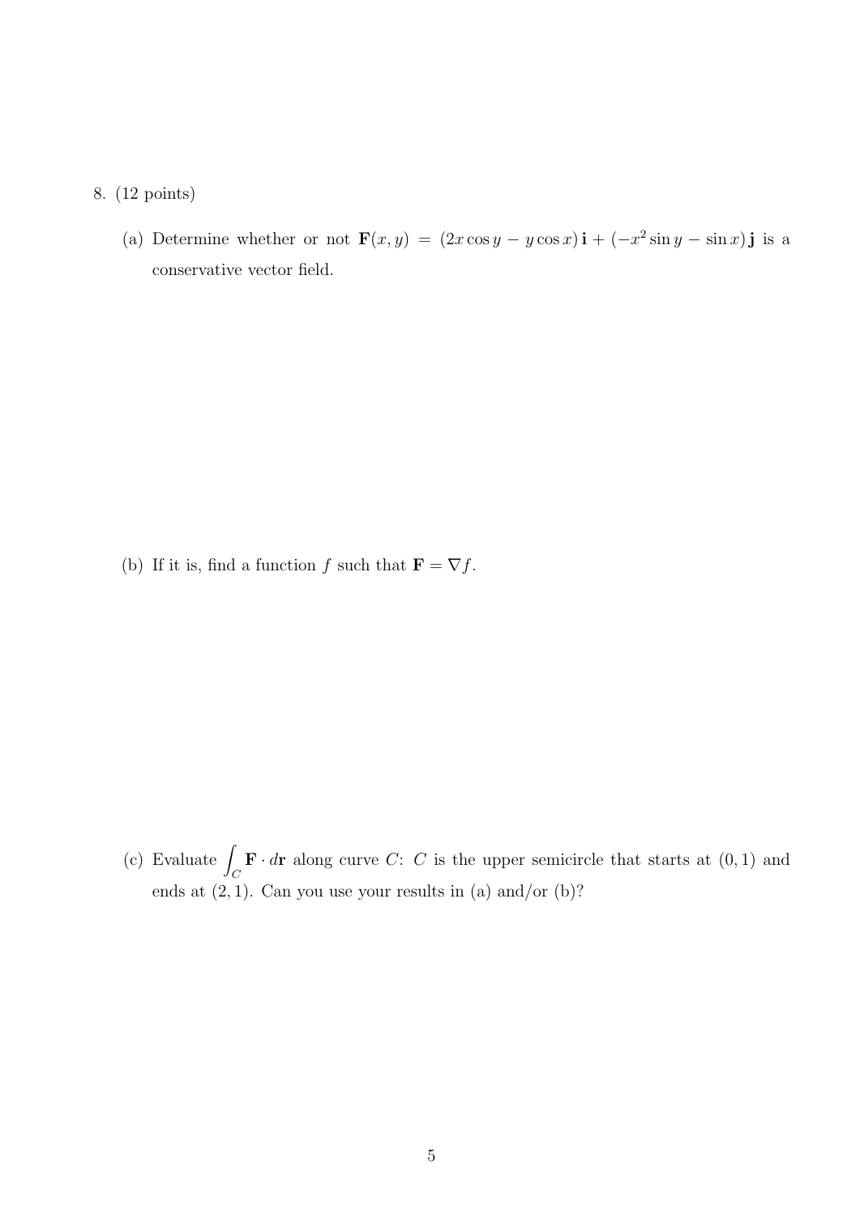8. (12 points)

(a) Determine whether or not $\mathbf{F}(x, y) = (2x\cos y - y\cos x)\,\mathbf{i} + (-x^2\sin y - \sin x)\,\mathbf{j}$ is a conservative vector field.

(b) If it is, find a function $f$ such that $\mathbf{F} = \nabla f$.

(c) Evaluate $\displaystyle\int_C \mathbf{F} \cdot d\mathbf{r}$ along curve $C$: $C$ is the upper semicircle that starts at $(0, 1)$ and ends at $(2, 1)$. Can you use your results in (a) and/or (b)?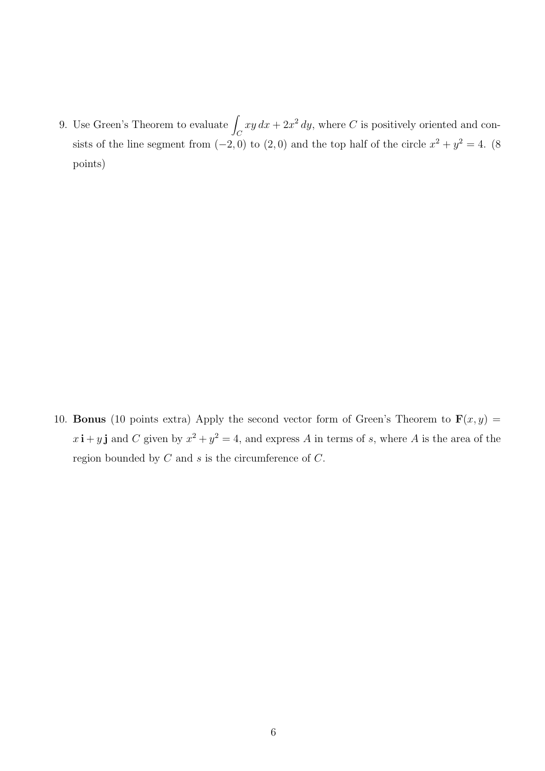9. Use Green's Theorem to evaluate $\int_C xy\,dx + 2x^2\,dy$, where $C$ is positively oriented and consists of the line segment from $(-2, 0)$ to $(2, 0)$ and the top half of the circle $x^2 + y^2 = 4$. (8 points)

10. **Bonus** (10 points extra) Apply the second vector form of Green's Theorem to $\mathbf{F}(x, y) = x\,\mathbf{i} + y\,\mathbf{j}$ and $C$ given by $x^2 + y^2 = 4$, and express $A$ in terms of $s$, where $A$ is the area of the region bounded by $C$ and $s$ is the circumference of $C$.